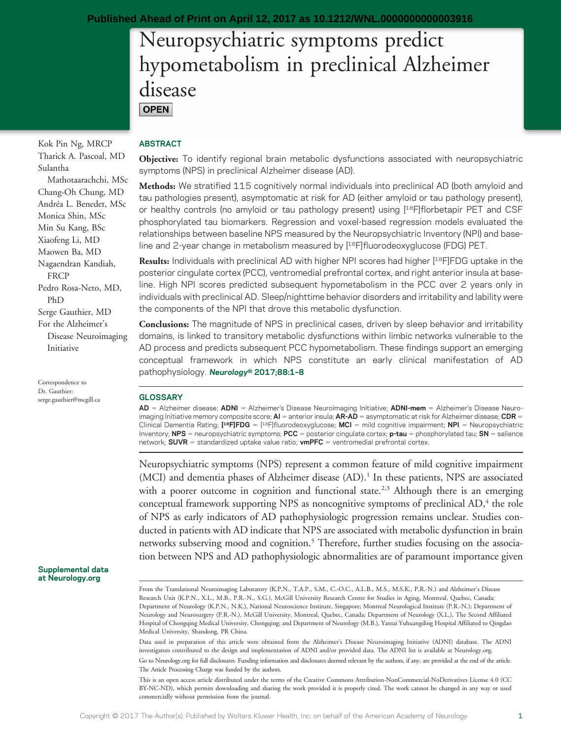Published Ahead of Print on April 12, 2017 as 10.1212/WNL.0000000000003916

# Neuropsychiatric symptoms predict hypometabolism in preclinical Alzheimer disease

OPEN

Kok Pin Ng, MRCP
Tharick A. Pascoal, MD
Sulantha Mathotaarachchi, MSc
Chang-Oh Chung, MD
Andréa L. Benedet, MSc
Monica Shin, MSc
Min Su Kang, BSc
Xiaofeng Li, MD
Maowen Ba, MD
Nagaendran Kandiah, FRCP
Pedro Rosa-Neto, MD, PhD
Serge Gauthier, MD
For the Alzheimer's Disease Neuroimaging Initiative

Correspondence to Dr. Gauthier: serge.gauthier@mcgill.ca

## ABSTRACT

**Objective:** To identify regional brain metabolic dysfunctions associated with neuropsychiatric symptoms (NPS) in preclinical Alzheimer disease (AD).

**Methods:** We stratified 115 cognitively normal individuals into preclinical AD (both amyloid and tau pathologies present), asymptomatic at risk for AD (either amyloid or tau pathology present), or healthy controls (no amyloid or tau pathology present) using [$^{18}$F]florbetapir PET and CSF phosphorylated tau biomarkers. Regression and voxel-based regression models evaluated the relationships between baseline NPS measured by the Neuropsychiatric Inventory (NPI) and baseline and 2-year change in metabolism measured by [$^{18}$F]fluorodeoxyglucose (FDG) PET.

**Results:** Individuals with preclinical AD with higher NPI scores had higher [$^{18}$F]FDG uptake in the posterior cingulate cortex (PCC), ventromedial prefrontal cortex, and right anterior insula at baseline. High NPI scores predicted subsequent hypometabolism in the PCC over 2 years only in individuals with preclinical AD. Sleep/nighttime behavior disorders and irritability and lability were the components of the NPI that drove this metabolic dysfunction.

**Conclusions:** The magnitude of NPS in preclinical cases, driven by sleep behavior and irritability domains, is linked to transitory metabolic dysfunctions within limbic networks vulnerable to the AD process and predicts subsequent PCC hypometabolism. These findings support an emerging conceptual framework in which NPS constitute an early clinical manifestation of AD pathophysiology. *Neurology®* **2017;88:1–8**

## GLOSSARY

**AD** = Alzheimer disease; **ADNI** = Alzheimer's Disease Neuroimaging Initiative; **ADNI-mem** = Alzheimer's Disease Neuroimaging Initiative memory composite score; **AI** = anterior insula; **AR-AD** = asymptomatic at risk for Alzheimer disease; **CDR** = Clinical Dementia Rating; **[$^{18}$F]FDG** = [$^{18}$F]fluorodeoxyglucose; **MCI** = mild cognitive impairment; **NPI** = Neuropsychiatric Inventory; **NPS** = neuropsychiatric symptoms; **PCC** = posterior cingulate cortex; **p-tau** = phosphorylated tau; **SN** = salience network; **SUVR** = standardized uptake value ratio; **vmPFC** = ventromedial prefrontal cortex.

Neuropsychiatric symptoms (NPS) represent a common feature of mild cognitive impairment (MCI) and dementia phases of Alzheimer disease (AD).[1] In these patients, NPS are associated with a poorer outcome in cognition and functional state.[2,3] Although there is an emerging conceptual framework supporting NPS as noncognitive symptoms of preclinical AD,[4] the role of NPS as early indicators of AD pathophysiologic progression remains unclear. Studies conducted in patients with AD indicate that NPS are associated with metabolic dysfunction in brain networks subserving mood and cognition.[5] Therefore, further studies focusing on the association between NPS and AD pathophysiologic abnormalities are of paramount importance given

Supplemental data at Neurology.org

From the Translational Neuroimaging Laboratory (K.P.N., T.A.P., S.M., C.-O.C., A.L.B., M.S., M.S.K., P.R.-N.) and Alzheimer's Disease Research Unit (K.P.N., X.L., M.B., P.R.-N., S.G.), McGill University Research Centre for Studies in Aging, Montreal, Quebec, Canada; Department of Neurology (K.P.N., N.K.), National Neuroscience Institute, Singapore; Montreal Neurological Institute (P.R.-N.); Department of Neurology and Neurosurgery (P.R.-N.), McGill University, Montreal, Quebec, Canada; Department of Neurology (X.L.), The Second Affiliated Hospital of Chongqing Medical University, Chongqing; and Department of Neurology (M.B.), Yantai Yuhuangding Hospital Affiliated to Qingdao Medical University, Shandong, PR China.

Data used in preparation of this article were obtained from the Alzheimer's Disease Neuroimaging Initiative (ADNI) database. The ADNI investigators contributed to the design and implementation of ADNI and/or provided data. The ADNI list is available at Neurology.org.

Go to Neurology.org for full disclosures. Funding information and disclosures deemed relevant by the authors, if any, are provided at the end of the article. The Article Processing Charge was funded by the authors.

This is an open access article distributed under the terms of the Creative Commons Attribution-NonCommercial-NoDerivatives License 4.0 (CC BY-NC-ND), which permits downloading and sharing the work provided it is properly cited. The work cannot be changed in any way or used commercially without permission from the journal.

Copyright © 2017 The Author(s). Published by Wolters Kluwer Health, Inc. on behalf of the American Academy of Neurology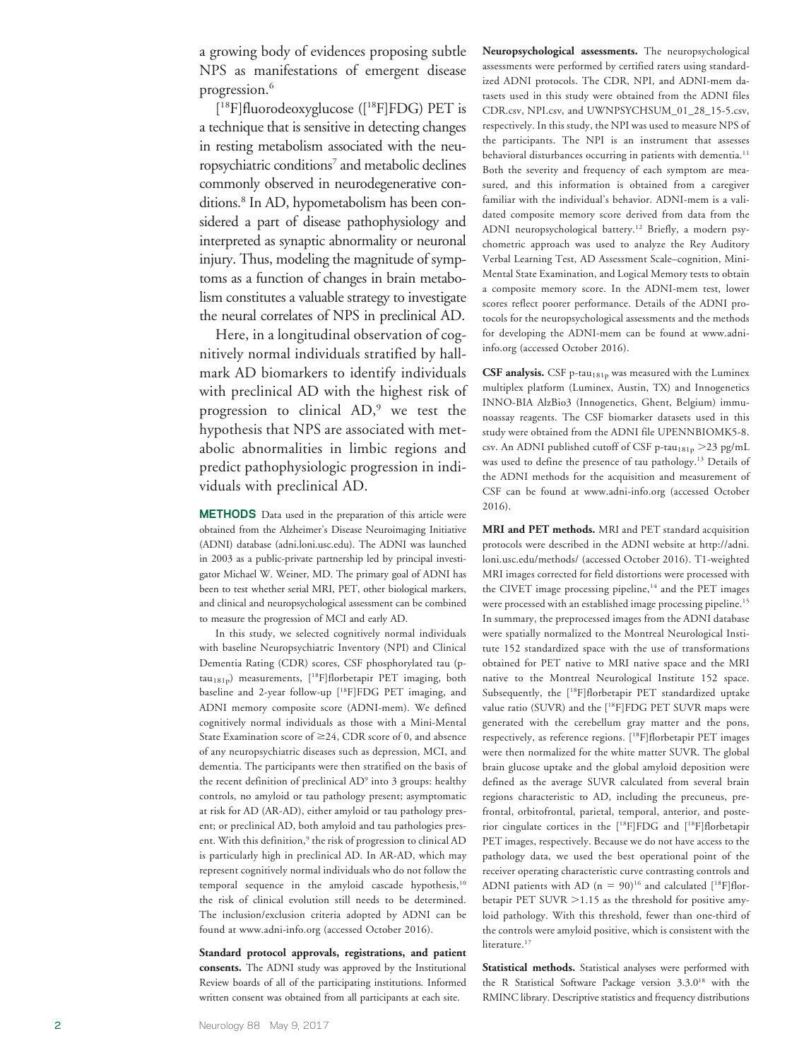a growing body of evidences proposing subtle NPS as manifestations of emergent disease progression.[6]

[$^{18}$F]fluorodeoxyglucose ([$^{18}$F]FDG) PET is a technique that is sensitive in detecting changes in resting metabolism associated with the neuropsychiatric conditions[7] and metabolic declines commonly observed in neurodegenerative conditions.[8] In AD, hypometabolism has been considered a part of disease pathophysiology and interpreted as synaptic abnormality or neuronal injury. Thus, modeling the magnitude of symptoms as a function of changes in brain metabolism constitutes a valuable strategy to investigate the neural correlates of NPS in preclinical AD.

Here, in a longitudinal observation of cognitively normal individuals stratified by hallmark AD biomarkers to identify individuals with preclinical AD with the highest risk of progression to clinical AD,[9] we test the hypothesis that NPS are associated with metabolic abnormalities in limbic regions and predict pathophysiologic progression in individuals with preclinical AD.

## METHODS

Data used in the preparation of this article were obtained from the Alzheimer's Disease Neuroimaging Initiative (ADNI) database (adni.loni.usc.edu). The ADNI was launched in 2003 as a public-private partnership led by principal investigator Michael W. Weiner, MD. The primary goal of ADNI has been to test whether serial MRI, PET, other biological markers, and clinical and neuropsychological assessment can be combined to measure the progression of MCI and early AD.

In this study, we selected cognitively normal individuals with baseline Neuropsychiatric Inventory (NPI) and Clinical Dementia Rating (CDR) scores, CSF phosphorylated tau (p-tau$_{181p}$) measurements, [$^{18}$F]florbetapir PET imaging, both baseline and 2-year follow-up [$^{18}$F]FDG PET imaging, and ADNI memory composite score (ADNI-mem). We defined cognitively normal individuals as those with a Mini-Mental State Examination score of ≥24, CDR score of 0, and absence of any neuropsychiatric diseases such as depression, MCI, and dementia. The participants were then stratified on the basis of the recent definition of preclinical AD[9] into 3 groups: healthy controls, no amyloid or tau pathology present; asymptomatic at risk for AD (AR-AD), either amyloid or tau pathology present; or preclinical AD, both amyloid and tau pathologies present. With this definition,[9] the risk of progression to clinical AD is particularly high in preclinical AD. In AR-AD, which may represent cognitively normal individuals who do not follow the temporal sequence in the amyloid cascade hypothesis,[10] the risk of clinical evolution still needs to be determined. The inclusion/exclusion criteria adopted by ADNI can be found at www.adni-info.org (accessed October 2016).

**Standard protocol approvals, registrations, and patient consents.** The ADNI study was approved by the Institutional Review boards of all of the participating institutions. Informed written consent was obtained from all participants at each site.

**Neuropsychological assessments.** The neuropsychological assessments were performed by certified raters using standardized ADNI protocols. The CDR, NPI, and ADNI-mem datasets used in this study were obtained from the ADNI files CDR.csv, NPI.csv, and UWNPSYCHSUM_01_28_15-5.csv, respectively. In this study, the NPI was used to measure NPS of the participants. The NPI is an instrument that assesses behavioral disturbances occurring in patients with dementia.[11] Both the severity and frequency of each symptom are measured, and this information is obtained from a caregiver familiar with the individual's behavior. ADNI-mem is a validated composite memory score derived from data from the ADNI neuropsychological battery.[12] Briefly, a modern psychometric approach was used to analyze the Rey Auditory Verbal Learning Test, AD Assessment Scale–cognition, Mini-Mental State Examination, and Logical Memory tests to obtain a composite memory score. In the ADNI-mem test, lower scores reflect poorer performance. Details of the ADNI protocols for the neuropsychological assessments and the methods for developing the ADNI-mem can be found at www.adni-info.org (accessed October 2016).

**CSF analysis.** CSF p-tau$_{181p}$ was measured with the Luminex multiplex platform (Luminex, Austin, TX) and Innogenetics INNO-BIA AlzBio3 (Innogenetics, Ghent, Belgium) immunoassay reagents. The CSF biomarker datasets used in this study were obtained from the ADNI file UPENNBIOMK5-8.csv. An ADNI published cutoff of CSF p-tau$_{181p}$ >23 pg/mL was used to define the presence of tau pathology.[13] Details of the ADNI methods for the acquisition and measurement of CSF can be found at www.adni-info.org (accessed October 2016).

**MRI and PET methods.** MRI and PET standard acquisition protocols were described in the ADNI website at http://adni.loni.usc.edu/methods/ (accessed October 2016). T1-weighted MRI images corrected for field distortions were processed with the CIVET image processing pipeline,[14] and the PET images were processed with an established image processing pipeline.[15] In summary, the preprocessed images from the ADNI database were spatially normalized to the Montreal Neurological Institute 152 standardized space with the use of transformations obtained for PET native to MRI native space and the MRI native to the Montreal Neurological Institute 152 space. Subsequently, the [$^{18}$F]florbetapir PET standardized uptake value ratio (SUVR) and the [$^{18}$F]FDG PET SUVR maps were generated with the cerebellum gray matter and the pons, respectively, as reference regions. [$^{18}$F]florbetapir PET images were then normalized for the white matter SUVR. The global brain glucose uptake and the global amyloid deposition were defined as the average SUVR calculated from several brain regions characteristic to AD, including the precuneus, prefrontal, orbitofrontal, parietal, temporal, anterior, and posterior cingulate cortices in the [$^{18}$F]FDG and [$^{18}$F]florbetapir PET images, respectively. Because we do not have access to the pathology data, we used the best operational point of the receiver operating characteristic curve contrasting controls and ADNI patients with AD ($n = 90$)[16] and calculated [$^{18}$F]florbetapir PET SUVR >1.15 as the threshold for positive amyloid pathology. With this threshold, fewer than one-third of the controls were amyloid positive, which is consistent with the literature.[17]

**Statistical methods.** Statistical analyses were performed with the R Statistical Software Package version 3.3.0[18] with the RMINC library. Descriptive statistics and frequency distributions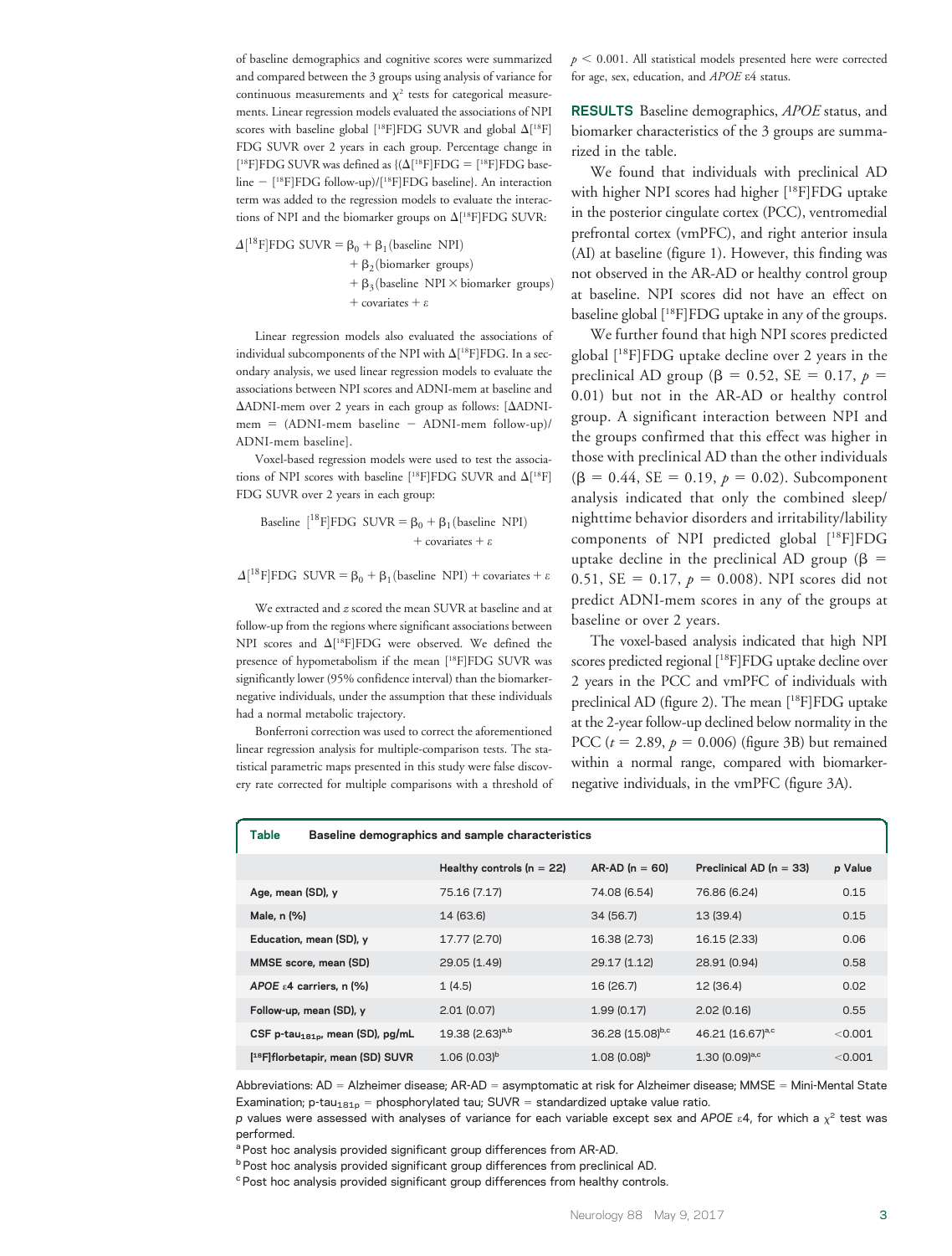of baseline demographics and cognitive scores were summarized and compared between the 3 groups using analysis of variance for continuous measurements and $\chi^2$ tests for categorical measurements. Linear regression models evaluated the associations of NPI scores with baseline global [$^{18}$F]FDG SUVR and global $\Delta$[$^{18}$F]FDG SUVR over 2 years in each group. Percentage change in [$^{18}$F]FDG SUVR was defined as {($\Delta$[$^{18}$F]FDG = [$^{18}$F]FDG baseline − [$^{18}$F]FDG follow-up)/[$^{18}$F]FDG baseline}. An interaction term was added to the regression models to evaluate the interactions of NPI and the biomarker groups on $\Delta$[$^{18}$F]FDG SUVR:

$$\Delta[^{18}\text{F}]\text{FDG SUVR} = \beta_0 + \beta_1(\text{baseline NPI}) + \beta_2(\text{biomarker groups}) + \beta_3(\text{baseline NPI} \times \text{biomarker groups}) + \text{covariates} + \varepsilon$$

Linear regression models also evaluated the associations of individual subcomponents of the NPI with $\Delta$[$^{18}$F]FDG. In a secondary analysis, we used linear regression models to evaluate the associations between NPI scores and ADNI-mem at baseline and $\Delta$ADNI-mem over 2 years in each group as follows: [$\Delta$ADNI-mem = (ADNI-mem baseline − ADNI-mem follow-up)/ADNI-mem baseline].

Voxel-based regression models were used to test the associations of NPI scores with baseline [$^{18}$F]FDG SUVR and $\Delta$[$^{18}$F]FDG SUVR over 2 years in each group:

$$\text{Baseline } [^{18}\text{F}]\text{FDG SUVR} = \beta_0 + \beta_1(\text{baseline NPI}) + \text{covariates} + \varepsilon$$

$$\Delta[^{18}\text{F}]\text{FDG SUVR} = \beta_0 + \beta_1(\text{baseline NPI}) + \text{covariates} + \varepsilon$$

We extracted and $z$ scored the mean SUVR at baseline and at follow-up from the regions where significant associations between NPI scores and $\Delta$[$^{18}$F]FDG were observed. We defined the presence of hypometabolism if the mean [$^{18}$F]FDG SUVR was significantly lower (95% confidence interval) than the biomarker-negative individuals, under the assumption that these individuals had a normal metabolic trajectory.

Bonferroni correction was used to correct the aforementioned linear regression analysis for multiple-comparison tests. The statistical parametric maps presented in this study were false discovery rate corrected for multiple comparisons with a threshold of $p < 0.001$. All statistical models presented here were corrected for age, sex, education, and *APOE* ε4 status.

**RESULTS** Baseline demographics, *APOE* status, and biomarker characteristics of the 3 groups are summarized in the table.

We found that individuals with preclinical AD with higher NPI scores had higher [$^{18}$F]FDG uptake in the posterior cingulate cortex (PCC), ventromedial prefrontal cortex (vmPFC), and right anterior insula (AI) at baseline (figure 1). However, this finding was not observed in the AR-AD or healthy control group at baseline. NPI scores did not have an effect on baseline global [$^{18}$F]FDG uptake in any of the groups.

We further found that high NPI scores predicted global [$^{18}$F]FDG uptake decline over 2 years in the preclinical AD group ($\beta = 0.52$, SE = 0.17, $p = 0.01$) but not in the AR-AD or healthy control group. A significant interaction between NPI and the groups confirmed that this effect was higher in those with preclinical AD than the other individuals ($\beta = 0.44$, SE = 0.19, $p = 0.02$). Subcomponent analysis indicated that only the combined sleep/nighttime behavior disorders and irritability/lability components of NPI predicted global [$^{18}$F]FDG uptake decline in the preclinical AD group ($\beta = 0.51$, SE = 0.17, $p = 0.008$). NPI scores did not predict ADNI-mem scores in any of the groups at baseline or over 2 years.

The voxel-based analysis indicated that high NPI scores predicted regional [$^{18}$F]FDG uptake decline over 2 years in the PCC and vmPFC of individuals with preclinical AD (figure 2). The mean [$^{18}$F]FDG uptake at the 2-year follow-up declined below normality in the PCC ($t = 2.89$, $p = 0.006$) (figure 3B) but remained within a normal range, compared with biomarker-negative individuals, in the vmPFC (figure 3A).

**Table** Baseline demographics and sample characteristics

| | Healthy controls (n = 22) | AR-AD (n = 60) | Preclinical AD (n = 33) | *p* Value |
|---|---|---|---|---|
| Age, mean (SD), y | 75.16 (7.17) | 74.08 (6.54) | 76.86 (6.24) | 0.15 |
| Male, n (%) | 14 (63.6) | 34 (56.7) | 13 (39.4) | 0.15 |
| Education, mean (SD), y | 17.77 (2.70) | 16.38 (2.73) | 16.15 (2.33) | 0.06 |
| MMSE score, mean (SD) | 29.05 (1.49) | 29.17 (1.12) | 28.91 (0.94) | 0.58 |
| *APOE* ε4 carriers, n (%) | 1 (4.5) | 16 (26.7) | 12 (36.4) | 0.02 |
| Follow-up, mean (SD), y | 2.01 (0.07) | 1.99 (0.17) | 2.02 (0.16) | 0.55 |
| CSF p-tau$_{181p}$, mean (SD), pg/mL | 19.38 (2.63)[a,b] | 36.28 (15.08)[b,c] | 46.21 (16.67)[a,c] | <0.001 |
| [$^{18}$F]florbetapir, mean (SD) SUVR | 1.06 (0.03)[b] | 1.08 (0.08)[b] | 1.30 (0.09)[a,c] | <0.001 |

Abbreviations: AD = Alzheimer disease; AR-AD = asymptomatic at risk for Alzheimer disease; MMSE = Mini-Mental State Examination; p-tau$_{181p}$ = phosphorylated tau; SUVR = standardized uptake value ratio.

*p* values were assessed with analyses of variance for each variable except sex and *APOE* ε4, for which a $\chi^2$ test was performed.

[a] Post hoc analysis provided significant group differences from AR-AD.

[b] Post hoc analysis provided significant group differences from preclinical AD.

[c] Post hoc analysis provided significant group differences from healthy controls.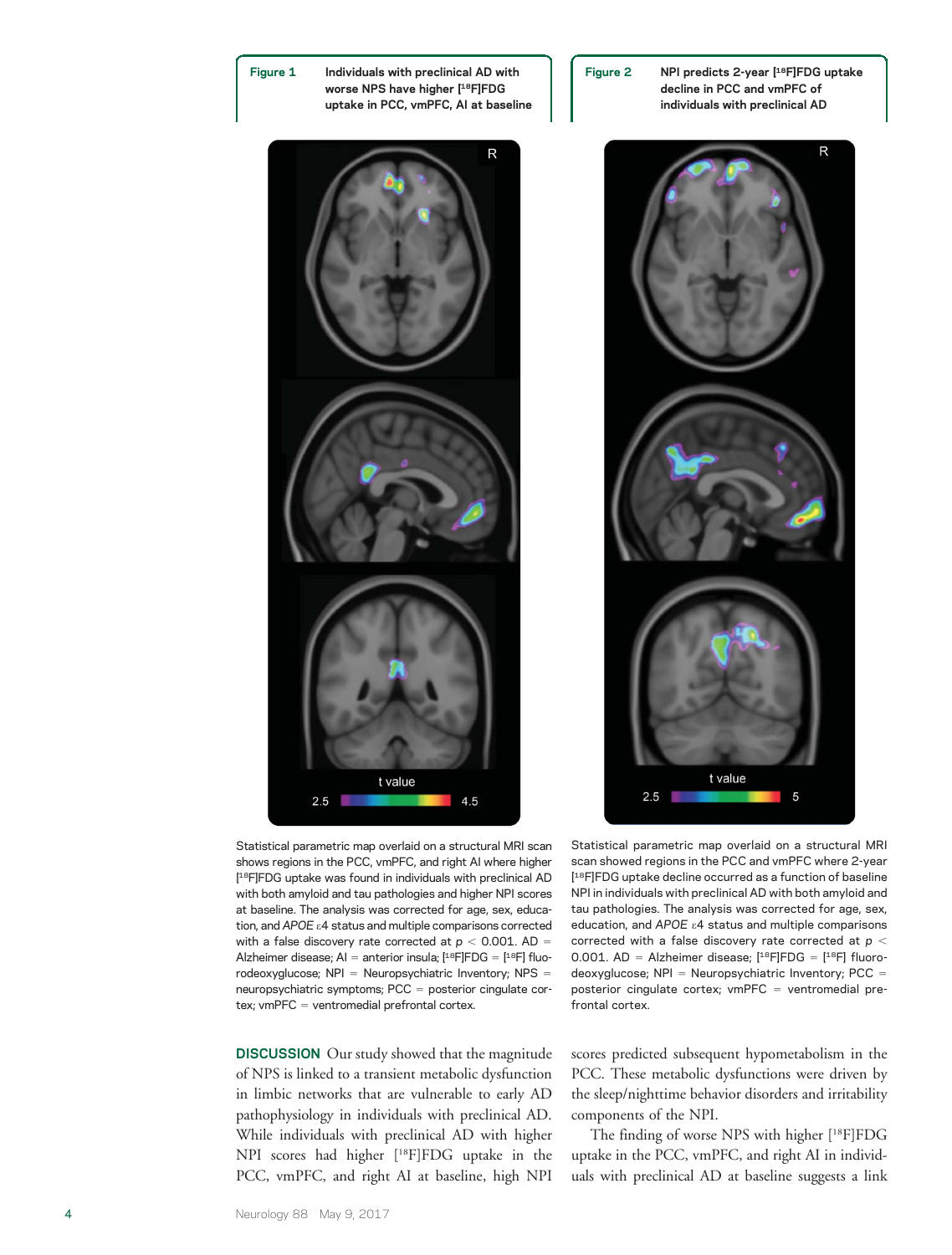**Figure 1** Individuals with preclinical AD with worse NPS have higher [$^{18}$F]FDG uptake in PCC, vmPFC, AI at baseline

Statistical parametric map overlaid on a structural MRI scan shows regions in the PCC, vmPFC, and right AI where higher [$^{18}$F]FDG uptake was found in individuals with preclinical AD with both amyloid and tau pathologies and higher NPI scores at baseline. The analysis was corrected for age, sex, education, and *APOE* ε4 status and multiple comparisons corrected with a false discovery rate corrected at $p < 0.001$. AD = Alzheimer disease; AI = anterior insula; [$^{18}$F]FDG = [$^{18}$F] fluorodeoxyglucose; NPI = Neuropsychiatric Inventory; NPS = neuropsychiatric symptoms; PCC = posterior cingulate cortex; vmPFC = ventromedial prefrontal cortex.

**Figure 2** NPI predicts 2-year [$^{18}$F]FDG uptake decline in PCC and vmPFC of individuals with preclinical AD

Statistical parametric map overlaid on a structural MRI scan showed regions in the PCC and vmPFC where 2-year [$^{18}$F]FDG uptake decline occurred as a function of baseline NPI in individuals with preclinical AD with both amyloid and tau pathologies. The analysis was corrected for age, sex, education, and *APOE* ε4 status and multiple comparisons corrected with a false discovery rate corrected at $p < 0.001$. AD = Alzheimer disease; [$^{18}$F]FDG = [$^{18}$F] fluorodeoxyglucose; NPI = Neuropsychiatric Inventory; PCC = posterior cingulate cortex; vmPFC = ventromedial prefrontal cortex.

**DISCUSSION** Our study showed that the magnitude of NPS is linked to a transient metabolic dysfunction in limbic networks that are vulnerable to early AD pathophysiology in individuals with preclinical AD. While individuals with preclinical AD with higher NPI scores had higher [$^{18}$F]FDG uptake in the PCC, vmPFC, and right AI at baseline, high NPI scores predicted subsequent hypometabolism in the PCC. These metabolic dysfunctions were driven by the sleep/nighttime behavior disorders and irritability components of the NPI.

The finding of worse NPS with higher [$^{18}$F]FDG uptake in the PCC, vmPFC, and right AI in individuals with preclinical AD at baseline suggests a link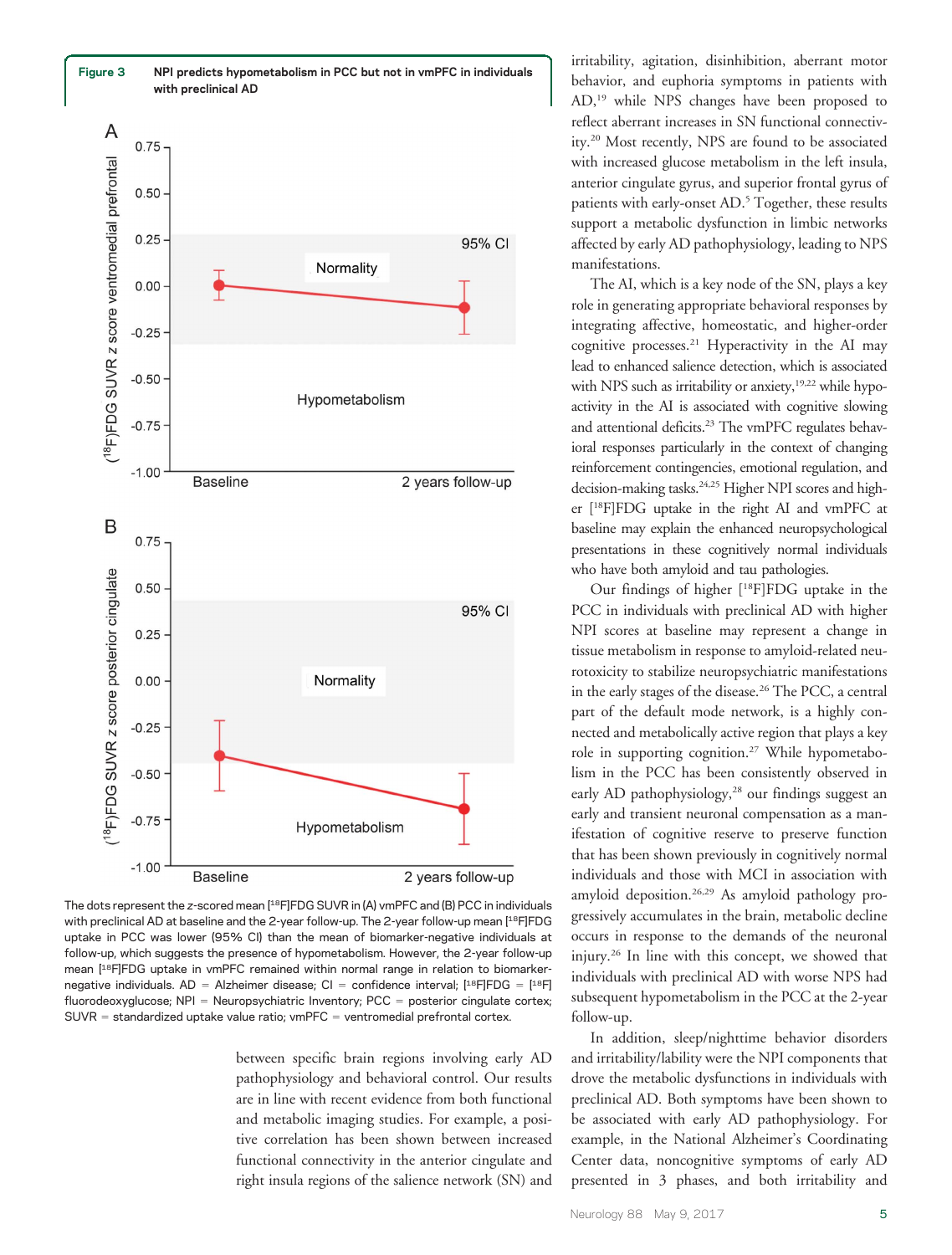**Figure 3** NPI predicts hypometabolism in PCC but not in vmPFC in individuals with preclinical AD

The dots represent the *z*-scored mean [$^{18}$F]FDG SUVR in (A) vmPFC and (B) PCC in individuals with preclinical AD at baseline and the 2-year follow-up. The 2-year follow-up mean [$^{18}$F]FDG uptake in PCC was lower (95% CI) than the mean of biomarker-negative individuals at follow-up, which suggests the presence of hypometabolism. However, the 2-year follow-up mean [$^{18}$F]FDG uptake in vmPFC remained within normal range in relation to biomarker-negative individuals. AD = Alzheimer disease; CI = confidence interval; [$^{18}$F]FDG = [$^{18}$F] fluorodeoxyglucose; NPI = Neuropsychiatric Inventory; PCC = posterior cingulate cortex; SUVR = standardized uptake value ratio; vmPFC = ventromedial prefrontal cortex.

between specific brain regions involving early AD pathophysiology and behavioral control. Our results are in line with recent evidence from both functional and metabolic imaging studies. For example, a positive correlation has been shown between increased functional connectivity in the anterior cingulate and right insula regions of the salience network (SN) and irritability, agitation, disinhibition, aberrant motor behavior, and euphoria symptoms in patients with AD,[19] while NPS changes have been proposed to reflect aberrant increases in SN functional connectivity.[20] Most recently, NPS are found to be associated with increased glucose metabolism in the left insula, anterior cingulate gyrus, and superior frontal gyrus of patients with early-onset AD.[5] Together, these results support a metabolic dysfunction in limbic networks affected by early AD pathophysiology, leading to NPS manifestations.

The AI, which is a key node of the SN, plays a key role in generating appropriate behavioral responses by integrating affective, homeostatic, and higher-order cognitive processes.[21] Hyperactivity in the AI may lead to enhanced salience detection, which is associated with NPS such as irritability or anxiety,[19,22] while hypoactivity in the AI is associated with cognitive slowing and attentional deficits.[23] The vmPFC regulates behavioral responses particularly in the context of changing reinforcement contingencies, emotional regulation, and decision-making tasks.[24,25] Higher NPI scores and higher [$^{18}$F]FDG uptake in the right AI and vmPFC at baseline may explain the enhanced neuropsychological presentations in these cognitively normal individuals who have both amyloid and tau pathologies.

Our findings of higher [$^{18}$F]FDG uptake in the PCC in individuals with preclinical AD with higher NPI scores at baseline may represent a change in tissue metabolism in response to amyloid-related neurotoxicity to stabilize neuropsychiatric manifestations in the early stages of the disease.[26] The PCC, a central part of the default mode network, is a highly connected and metabolically active region that plays a key role in supporting cognition.[27] While hypometabolism in the PCC has been consistently observed in early AD pathophysiology,[28] our findings suggest an early and transient neuronal compensation as a manifestation of cognitive reserve to preserve function that has been shown previously in cognitively normal individuals and those with MCI in association with amyloid deposition.[26,29] As amyloid pathology progressively accumulates in the brain, metabolic decline occurs in response to the demands of the neuronal injury.[26] In line with this concept, we showed that individuals with preclinical AD with worse NPS had subsequent hypometabolism in the PCC at the 2-year follow-up.

In addition, sleep/nighttime behavior disorders and irritability/lability were the NPI components that drove the metabolic dysfunctions in individuals with preclinical AD. Both symptoms have been shown to be associated with early AD pathophysiology. For example, in the National Alzheimer's Coordinating Center data, noncognitive symptoms of early AD presented in 3 phases, and both irritability and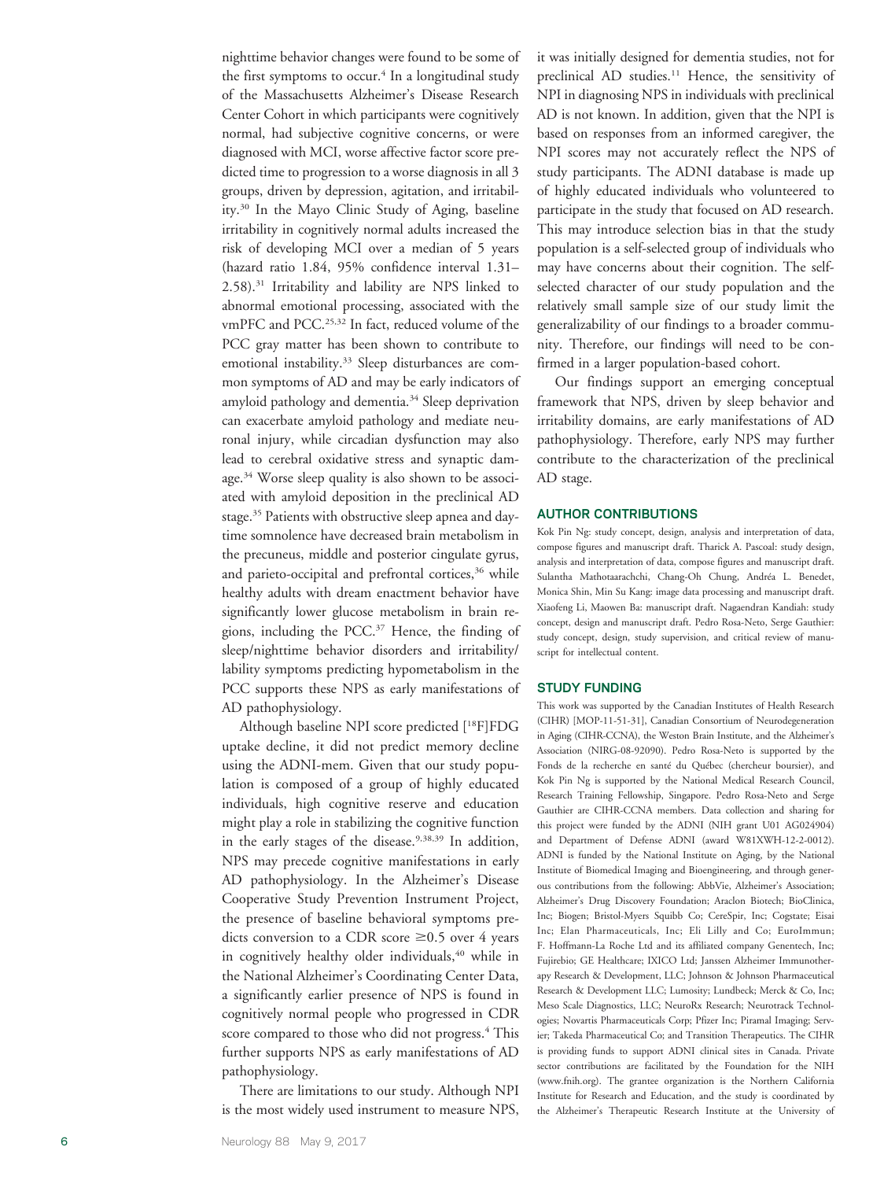nighttime behavior changes were found to be some of the first symptoms to occur.[4] In a longitudinal study of the Massachusetts Alzheimer's Disease Research Center Cohort in which participants were cognitively normal, had subjective cognitive concerns, or were diagnosed with MCI, worse affective factor score predicted time to progression to a worse diagnosis in all 3 groups, driven by depression, agitation, and irritability.[30] In the Mayo Clinic Study of Aging, baseline irritability in cognitively normal adults increased the risk of developing MCI over a median of 5 years (hazard ratio 1.84, 95% confidence interval 1.31–2.58).[31] Irritability and lability are NPS linked to abnormal emotional processing, associated with the vmPFC and PCC.[25,32] In fact, reduced volume of the PCC gray matter has been shown to contribute to emotional instability.[33] Sleep disturbances are common symptoms of AD and may be early indicators of amyloid pathology and dementia.[34] Sleep deprivation can exacerbate amyloid pathology and mediate neuronal injury, while circadian dysfunction may also lead to cerebral oxidative stress and synaptic damage.[34] Worse sleep quality is also shown to be associated with amyloid deposition in the preclinical AD stage.[35] Patients with obstructive sleep apnea and daytime somnolence have decreased brain metabolism in the precuneus, middle and posterior cingulate gyrus, and parieto-occipital and prefrontal cortices,[36] while healthy adults with dream enactment behavior have significantly lower glucose metabolism in brain regions, including the PCC.[37] Hence, the finding of sleep/nighttime behavior disorders and irritability/lability symptoms predicting hypometabolism in the PCC supports these NPS as early manifestations of AD pathophysiology.

Although baseline NPI score predicted [$^{18}$F]FDG uptake decline, it did not predict memory decline using the ADNI-mem. Given that our study population is composed of a group of highly educated individuals, high cognitive reserve and education might play a role in stabilizing the cognitive function in the early stages of the disease.[9,38,39] In addition, NPS may precede cognitive manifestations in early AD pathophysiology. In the Alzheimer's Disease Cooperative Study Prevention Instrument Project, the presence of baseline behavioral symptoms predicts conversion to a CDR score $\geq 0.5$ over 4 years in cognitively healthy older individuals,[40] while in the National Alzheimer's Coordinating Center Data, a significantly earlier presence of NPS is found in cognitively normal people who progressed in CDR score compared to those who did not progress.[4] This further supports NPS as early manifestations of AD pathophysiology.

There are limitations to our study. Although NPI is the most widely used instrument to measure NPS, it was initially designed for dementia studies, not for preclinical AD studies.[11] Hence, the sensitivity of NPI in diagnosing NPS in individuals with preclinical AD is not known. In addition, given that the NPI is based on responses from an informed caregiver, the NPI scores may not accurately reflect the NPS of study participants. The ADNI database is made up of highly educated individuals who volunteered to participate in the study that focused on AD research. This may introduce selection bias in that the study population is a self-selected group of individuals who may have concerns about their cognition. The self-selected character of our study population and the relatively small sample size of our study limit the generalizability of our findings to a broader community. Therefore, our findings will need to be confirmed in a larger population-based cohort.

Our findings support an emerging conceptual framework that NPS, driven by sleep behavior and irritability domains, are early manifestations of AD pathophysiology. Therefore, early NPS may further contribute to the characterization of the preclinical AD stage.

## AUTHOR CONTRIBUTIONS

Kok Pin Ng: study concept, design, analysis and interpretation of data, compose figures and manuscript draft. Tharick A. Pascoal: study design, analysis and interpretation of data, compose figures and manuscript draft. Sulantha Mathotaarachchi, Chang-Oh Chung, Andréa L. Benedet, Monica Shin, Min Su Kang: image data processing and manuscript draft. Xiaofeng Li, Maowen Ba: manuscript draft. Nagaendran Kandiah: study concept, design and manuscript draft. Pedro Rosa-Neto, Serge Gauthier: study concept, design, study supervision, and critical review of manuscript for intellectual content.

## STUDY FUNDING

This work was supported by the Canadian Institutes of Health Research (CIHR) [MOP-11-51-31], Canadian Consortium of Neurodegeneration in Aging (CIHR-CCNA), the Weston Brain Institute, and the Alzheimer's Association (NIRG-08-92090). Pedro Rosa-Neto is supported by the Fonds de la recherche en santé du Québec (chercheur boursier), and Kok Pin Ng is supported by the National Medical Research Council, Research Training Fellowship, Singapore. Pedro Rosa-Neto and Serge Gauthier are CIHR-CCNA members. Data collection and sharing for this project were funded by the ADNI (NIH grant U01 AG024904) and Department of Defense ADNI (award W81XWH-12-2-0012). ADNI is funded by the National Institute on Aging, by the National Institute of Biomedical Imaging and Bioengineering, and through generous contributions from the following: AbbVie, Alzheimer's Association; Alzheimer's Drug Discovery Foundation; Araclon Biotech; BioClinica, Inc; Biogen; Bristol-Myers Squibb Co; CereSpir, Inc; Cogstate; Eisai Inc; Elan Pharmaceuticals, Inc; Eli Lilly and Co; EuroImmun; F. Hoffmann-La Roche Ltd and its affiliated company Genentech, Inc; Fujirebio; GE Healthcare; IXICO Ltd; Janssen Alzheimer Immunotherapy Research & Development, LLC; Johnson & Johnson Pharmaceutical Research & Development LLC; Lumosity; Lundbeck; Merck & Co, Inc; Meso Scale Diagnostics, LLC; NeuroRx Research; Neurotrack Technologies; Novartis Pharmaceuticals Corp; Pfizer Inc; Piramal Imaging; Servier; Takeda Pharmaceutical Co; and Transition Therapeutics. The CIHR is providing funds to support ADNI clinical sites in Canada. Private sector contributions are facilitated by the Foundation for the NIH (www.fnih.org). The grantee organization is the Northern California Institute for Research and Education, and the study is coordinated by the Alzheimer's Therapeutic Research Institute at the University of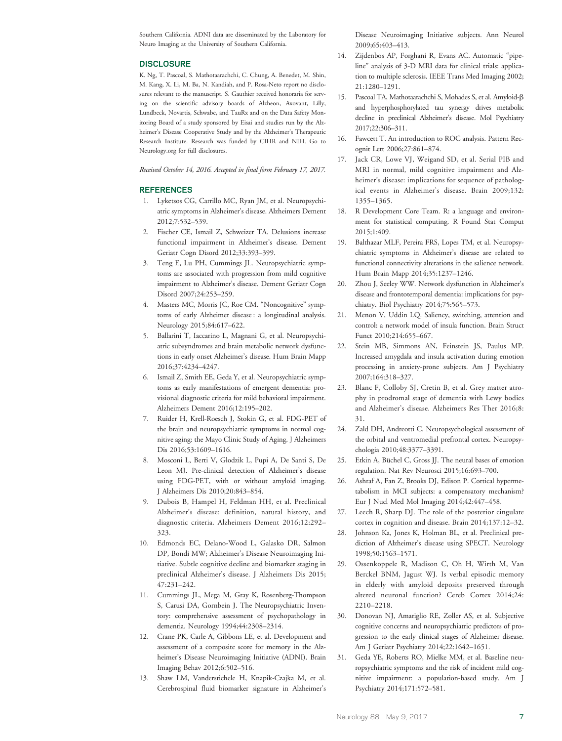Southern California. ADNI data are disseminated by the Laboratory for Neuro Imaging at the University of Southern California.

## DISCLOSURE

K. Ng, T. Pascoal, S. Mathotaarachchi, C. Chung, A. Benedet, M. Shin, M. Kang, X. Li, M. Ba, N. Kandiah, and P. Rosa-Neto report no disclosures relevant to the manuscript. S. Gauthier received honoraria for serving on the scientific advisory boards of Alzheon, Axovant, Lilly, Lundbeck, Novartis, Schwabe, and TauRx and on the Data Safety Monitoring Board of a study sponsored by Eisai and studies run by the Alzheimer's Disease Cooperative Study and by the Alzheimer's Therapeutic Research Institute. Research was funded by CIHR and NIH. Go to Neurology.org for full disclosures.

*Received October 14, 2016. Accepted in final form February 17, 2017.*

## REFERENCES

1. Lyketsos CG, Carrillo MC, Ryan JM, et al. Neuropsychiatric symptoms in Alzheimer's disease. Alzheimers Dement 2012;7:532–539.
2. Fischer CE, Ismail Z, Schweizer TA. Delusions increase functional impairment in Alzheimer's disease. Dement Geriatr Cogn Disord 2012;33:393–399.
3. Teng E, Lu PH, Cummings JL. Neuropsychiatric symptoms are associated with progression from mild cognitive impairment to Alzheimer's disease. Dement Geriatr Cogn Disord 2007;24:253–259.
4. Masters MC, Morris JC, Roe CM. "Noncognitive" symptoms of early Alzheimer disease : a longitudinal analysis. Neurology 2015;84:617–622.
5. Ballarini T, Iaccarino L, Magnani G, et al. Neuropsychiatric subsyndromes and brain metabolic network dysfunctions in early onset Alzheimer's disease. Hum Brain Mapp 2016;37:4234–4247.
6. Ismail Z, Smith EE, Geda Y, et al. Neuropsychiatric symptoms as early manifestations of emergent dementia: provisional diagnostic criteria for mild behavioral impairment. Alzheimers Dement 2016;12:195–202.
7. Ruider H, Krell-Roesch J, Stokin G, et al. FDG-PET of the brain and neuropsychiatric symptoms in normal cognitive aging: the Mayo Clinic Study of Aging. J Alzheimers Dis 2016;53:1609–1616.
8. Mosconi L, Berti V, Glodzik L, Pupi A, De Santi S, De Leon MJ. Pre-clinical detection of Alzheimer's disease using FDG-PET, with or without amyloid imaging. J Alzheimers Dis 2010;20:843–854.
9. Dubois B, Hampel H, Feldman HH, et al. Preclinical Alzheimer's disease: definition, natural history, and diagnostic criteria. Alzheimers Dement 2016;12:292–323.
10. Edmonds EC, Delano-Wood L, Galasko DR, Salmon DP, Bondi MW; Alzheimer's Disease Neuroimaging Initiative. Subtle cognitive decline and biomarker staging in preclinical Alzheimer's disease. J Alzheimers Dis 2015;47:231–242.
11. Cummings JL, Mega M, Gray K, Rosenberg-Thompson S, Carusi DA, Gornbein J. The Neuropsychiatric Inventory: comprehensive assessment of psychopathology in dementia. Neurology 1994;44:2308–2314.
12. Crane PK, Carle A, Gibbons LE, et al. Development and assessment of a composite score for memory in the Alzheimer's Disease Neuroimaging Initiative (ADNI). Brain Imaging Behav 2012;6:502–516.
13. Shaw LM, Vanderstichele H, Knapik-Czajka M, et al. Cerebrospinal fluid biomarker signature in Alzheimer's Disease Neuroimaging Initiative subjects. Ann Neurol 2009;65:403–413.
14. Zijdenbos AP, Forghani R, Evans AC. Automatic "pipeline" analysis of 3-D MRI data for clinical trials: application to multiple sclerosis. IEEE Trans Med Imaging 2002;21:1280–1291.
15. Pascoal TA, Mathotaarachchi S, Mohades S, et al. Amyloid-β and hyperphosphorylated tau synergy drives metabolic decline in preclinical Alzheimer's disease. Mol Psychiatry 2017;22:306–311.
16. Fawcett T. An introduction to ROC analysis. Pattern Recognit Lett 2006;27:861–874.
17. Jack CR, Lowe VJ, Weigand SD, et al. Serial PIB and MRI in normal, mild cognitive impairment and Alzheimer's disease: implications for sequence of pathological events in Alzheimer's disease. Brain 2009;132:1355–1365.
18. R Development Core Team. R: a language and environment for statistical computing. R Found Stat Comput 2015;1:409.
19. Balthazar MLF, Pereira FRS, Lopes TM, et al. Neuropsychiatric symptoms in Alzheimer's disease are related to functional connectivity alterations in the salience network. Hum Brain Mapp 2014;35:1237–1246.
20. Zhou J, Seeley WW. Network dysfunction in Alzheimer's disease and frontotemporal dementia: implications for psychiatry. Biol Psychiatry 2014;75:565–573.
21. Menon V, Uddin LQ. Saliency, switching, attention and control: a network model of insula function. Brain Struct Funct 2010;214:655–667.
22. Stein MB, Simmons AN, Feinstein JS, Paulus MP. Increased amygdala and insula activation during emotion processing in anxiety-prone subjects. Am J Psychiatry 2007;164:318–327.
23. Blanc F, Colloby SJ, Cretin B, et al. Grey matter atrophy in prodromal stage of dementia with Lewy bodies and Alzheimer's disease. Alzheimers Res Ther 2016;8:31.
24. Zald DH, Andreotti C. Neuropsychological assessment of the orbital and ventromedial prefrontal cortex. Neuropsychologia 2010;48:3377–3391.
25. Etkin A, Büchel C, Gross JJ. The neural bases of emotion regulation. Nat Rev Neurosci 2015;16:693–700.
26. Ashraf A, Fan Z, Brooks DJ, Edison P. Cortical hypermetabolism in MCI subjects: a compensatory mechanism? Eur J Nucl Med Mol Imaging 2014;42:447–458.
27. Leech R, Sharp DJ. The role of the posterior cingulate cortex in cognition and disease. Brain 2014;137:12–32.
28. Johnson Ka, Jones K, Holman BL, et al. Preclinical prediction of Alzheimer's disease using SPECT. Neurology 1998;50:1563–1571.
29. Ossenkoppele R, Madison C, Oh H, Wirth M, Van Berckel BNM, Jagust WJ. Is verbal episodic memory in elderly with amyloid deposits preserved through altered neuronal function? Cereb Cortex 2014;24:2210–2218.
30. Donovan NJ, Amariglio RE, Zoller AS, et al. Subjective cognitive concerns and neuropsychiatric predictors of progression to the early clinical stages of Alzheimer disease. Am J Geriatr Psychiatry 2014;22:1642–1651.
31. Geda YE, Roberts RO, Mielke MM, et al. Baseline neuropsychiatric symptoms and the risk of incident mild cognitive impairment: a population-based study. Am J Psychiatry 2014;171:572–581.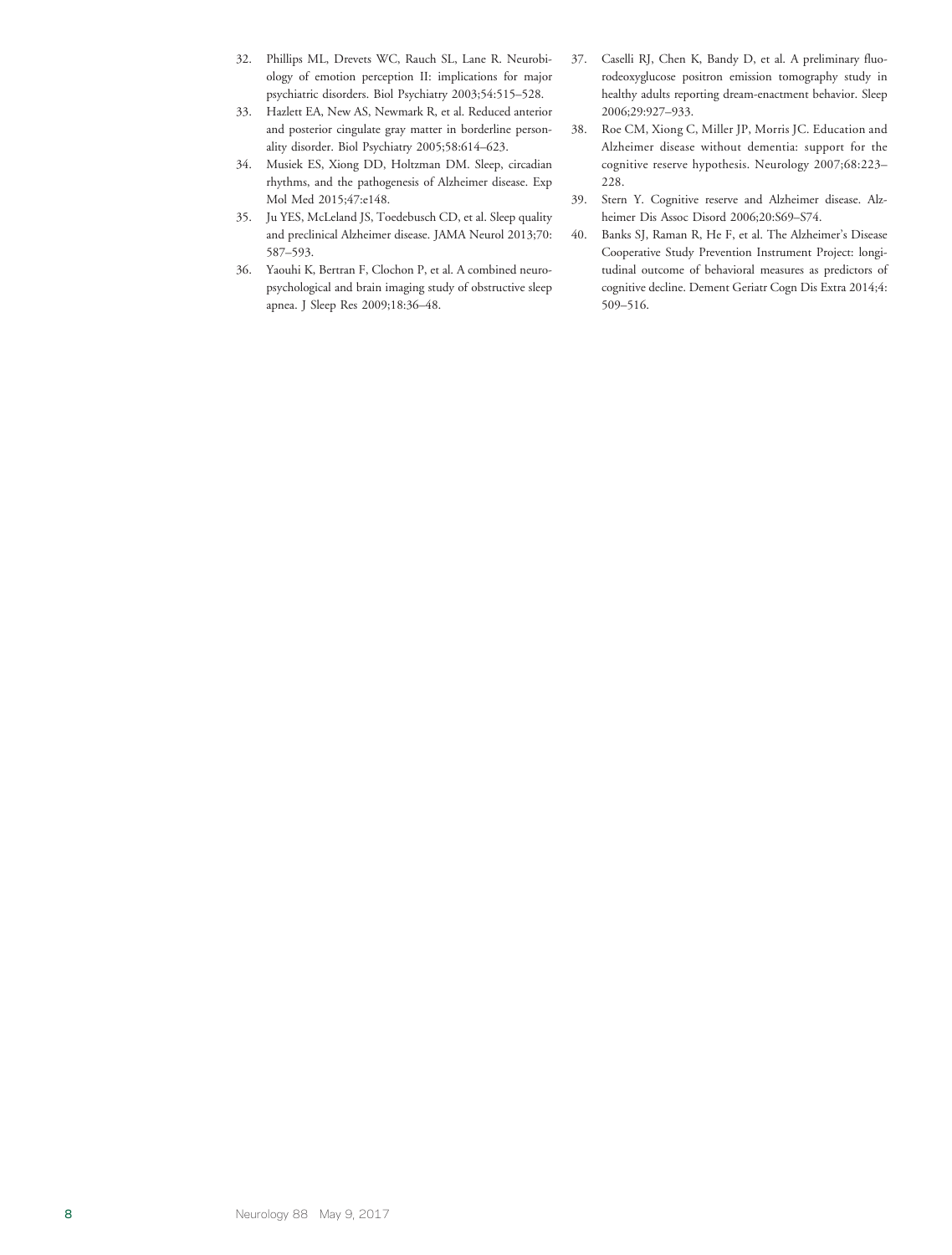32. Phillips ML, Drevets WC, Rauch SL, Lane R. Neurobiology of emotion perception II: implications for major psychiatric disorders. Biol Psychiatry 2003;54:515–528.
33. Hazlett EA, New AS, Newmark R, et al. Reduced anterior and posterior cingulate gray matter in borderline personality disorder. Biol Psychiatry 2005;58:614–623.
34. Musiek ES, Xiong DD, Holtzman DM. Sleep, circadian rhythms, and the pathogenesis of Alzheimer disease. Exp Mol Med 2015;47:e148.
35. Ju YES, McLeland JS, Toedebusch CD, et al. Sleep quality and preclinical Alzheimer disease. JAMA Neurol 2013;70: 587–593.
36. Yaouhi K, Bertran F, Clochon P, et al. A combined neuropsychological and brain imaging study of obstructive sleep apnea. J Sleep Res 2009;18:36–48.
37. Caselli RJ, Chen K, Bandy D, et al. A preliminary fluorodeoxyglucose positron emission tomography study in healthy adults reporting dream-enactment behavior. Sleep 2006;29:927–933.
38. Roe CM, Xiong C, Miller JP, Morris JC. Education and Alzheimer disease without dementia: support for the cognitive reserve hypothesis. Neurology 2007;68:223–228.
39. Stern Y. Cognitive reserve and Alzheimer disease. Alzheimer Dis Assoc Disord 2006;20:S69–S74.
40. Banks SJ, Raman R, He F, et al. The Alzheimer's Disease Cooperative Study Prevention Instrument Project: longitudinal outcome of behavioral measures as predictors of cognitive decline. Dement Geriatr Cogn Dis Extra 2014;4: 509–516.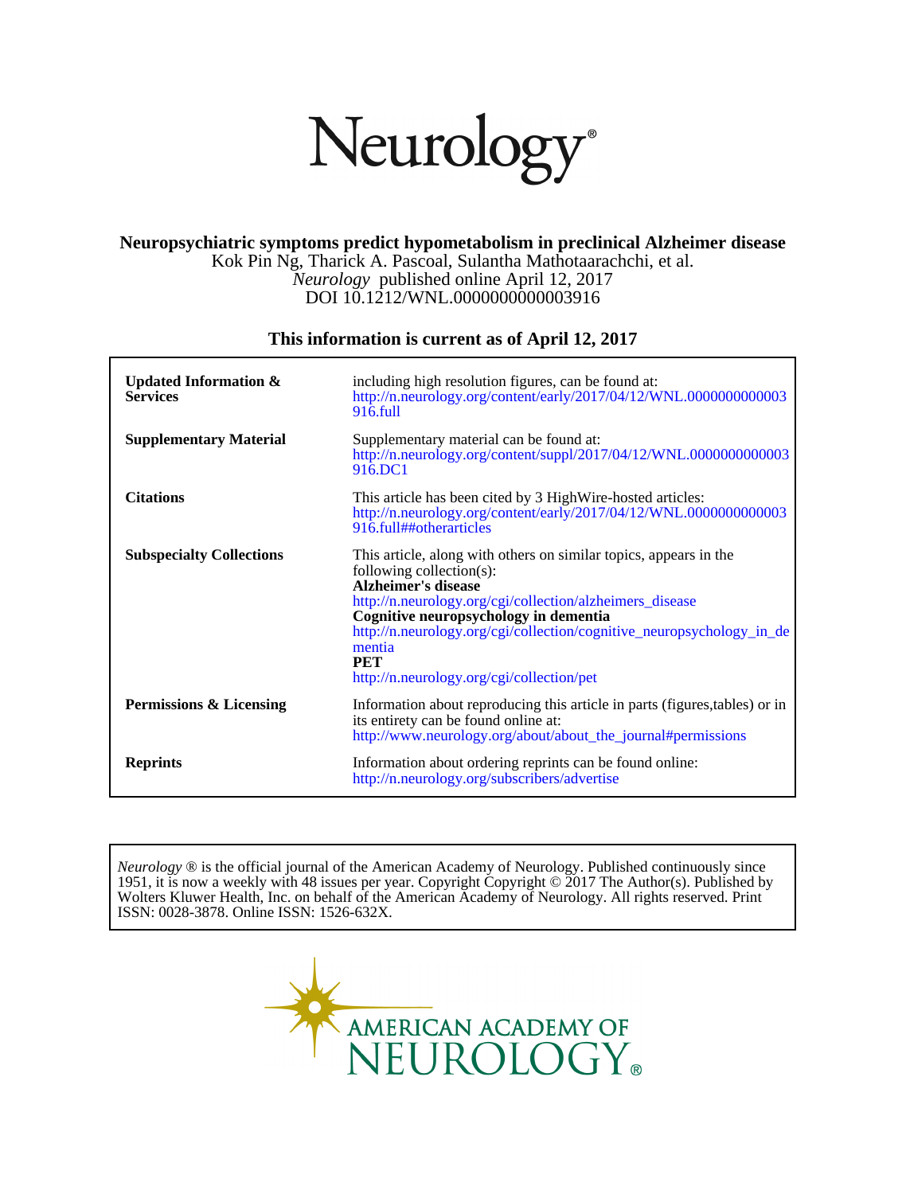# Neurology®

**Neuropsychiatric symptoms predict hypometabolism in preclinical Alzheimer disease**

Kok Pin Ng, Tharick A. Pascoal, Sulantha Mathotaarachchi, et al.

*Neurology* published online April 12, 2017

DOI 10.1212/WNL.0000000000003916

**This information is current as of April 12, 2017**

| | |
|---|---|
| **Updated Information & Services** | including high resolution figures, can be found at: http://n.neurology.org/content/early/2017/04/12/WNL.0000000000003916.full |
| **Supplementary Material** | Supplementary material can be found at: http://n.neurology.org/content/suppl/2017/04/12/WNL.0000000000003916.DC1 |
| **Citations** | This article has been cited by 3 HighWire-hosted articles: http://n.neurology.org/content/early/2017/04/12/WNL.0000000000003916.full##otherarticles |
| **Subspecialty Collections** | This article, along with others on similar topics, appears in the following collection(s): **Alzheimer's disease** http://n.neurology.org/cgi/collection/alzheimers_disease **Cognitive neuropsychology in dementia** http://n.neurology.org/cgi/collection/cognitive_neuropsychology_in_dementia **PET** http://n.neurology.org/cgi/collection/pet |
| **Permissions & Licensing** | Information about reproducing this article in parts (figures,tables) or in its entirety can be found online at: http://www.neurology.org/about/about_the_journal#permissions |
| **Reprints** | Information about ordering reprints can be found online: http://n.neurology.org/subscribers/advertise |

*Neurology* ® is the official journal of the American Academy of Neurology. Published continuously since 1951, it is now a weekly with 48 issues per year. Copyright Copyright © 2017 The Author(s). Published by Wolters Kluwer Health, Inc. on behalf of the American Academy of Neurology. All rights reserved. Print ISSN: 0028-3878. Online ISSN: 1526-632X.

AMERICAN ACADEMY OF NEUROLOGY®